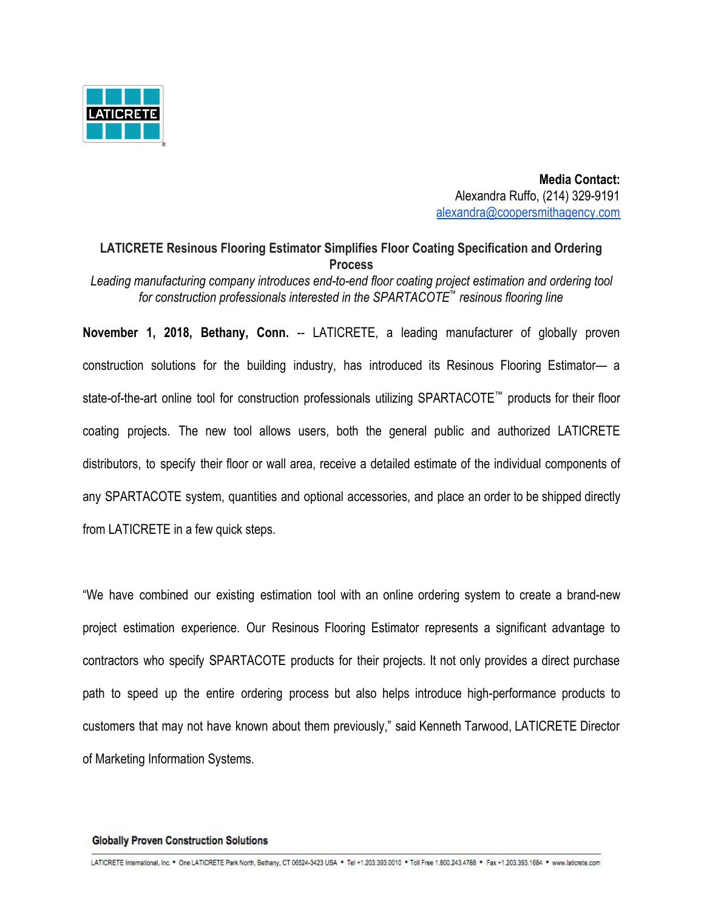**Media Contact:**
Alexandra Ruffo, (214) 329-9191
alexandra@coopersmithagency.com

# LATICRETE Resinous Flooring Estimator Simplifies Floor Coating Specification and Ordering Process

*Leading manufacturing company introduces end-to-end floor coating project estimation and ordering tool for construction professionals interested in the SPARTACOTE™ resinous flooring line*

**November 1, 2018, Bethany, Conn.** -- LATICRETE, a leading manufacturer of globally proven construction solutions for the building industry, has introduced its Resinous Flooring Estimator— a state-of-the-art online tool for construction professionals utilizing SPARTACOTE™ products for their floor coating projects. The new tool allows users, both the general public and authorized LATICRETE distributors, to specify their floor or wall area, receive a detailed estimate of the individual components of any SPARTACOTE system, quantities and optional accessories, and place an order to be shipped directly from LATICRETE in a few quick steps.

"We have combined our existing estimation tool with an online ordering system to create a brand-new project estimation experience. Our Resinous Flooring Estimator represents a significant advantage to contractors who specify SPARTACOTE products for their projects. It not only provides a direct purchase path to speed up the entire ordering process but also helps introduce high-performance products to customers that may not have known about them previously," said Kenneth Tarwood, LATICRETE Director of Marketing Information Systems.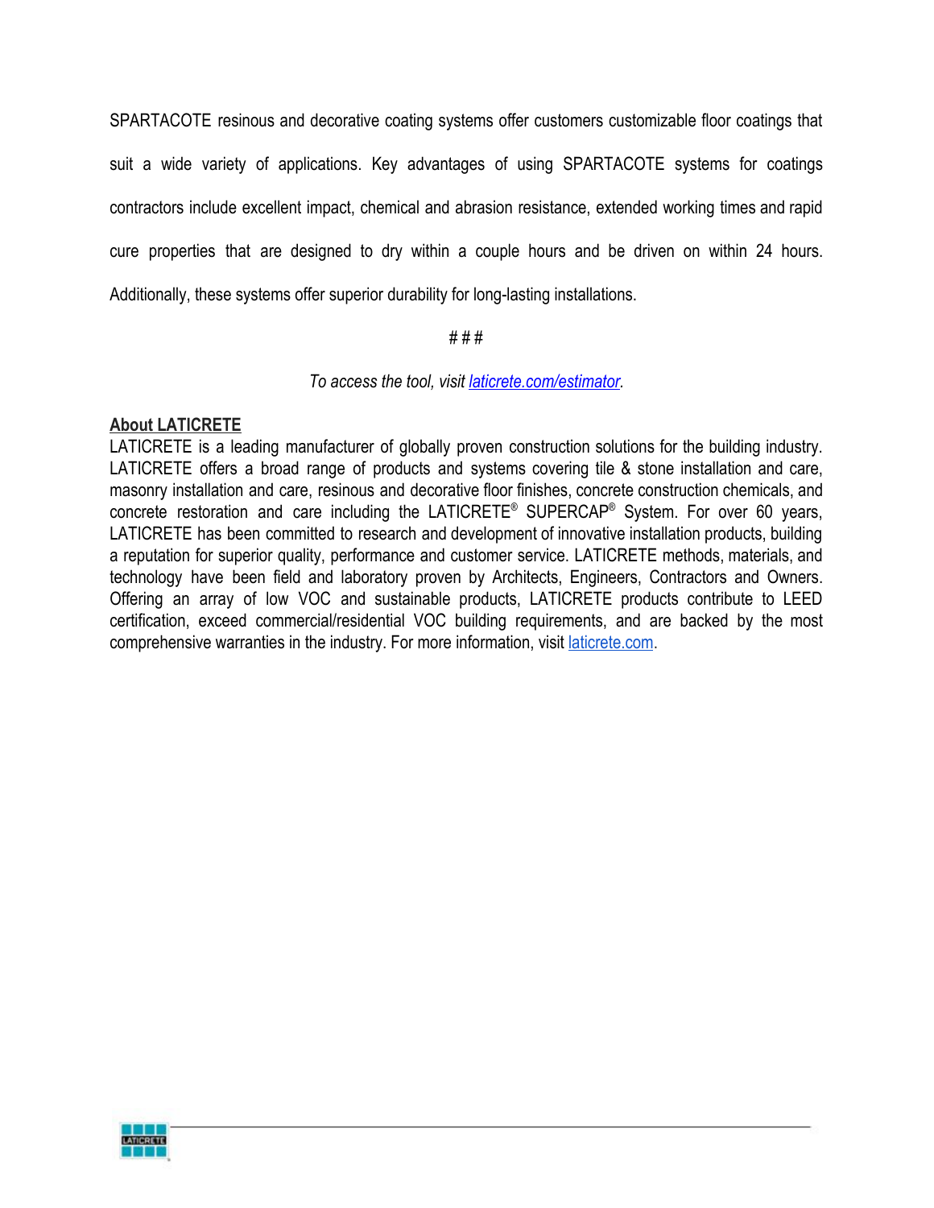SPARTACOTE resinous and decorative coating systems offer customers customizable floor coatings that suit a wide variety of applications. Key advantages of using SPARTACOTE systems for coatings contractors include excellent impact, chemical and abrasion resistance, extended working times and rapid cure properties that are designed to dry within a couple hours and be driven on within 24 hours. Additionally, these systems offer superior durability for long-lasting installations.

###

*To access the tool, visit [laticrete.com/estimator](laticrete.com/estimator).*

**About LATICRETE**

LATICRETE is a leading manufacturer of globally proven construction solutions for the building industry. LATICRETE offers a broad range of products and systems covering tile & stone installation and care, masonry installation and care, resinous and decorative floor finishes, concrete construction chemicals, and concrete restoration and care including the LATICRETE® SUPERCAP® System. For over 60 years, LATICRETE has been committed to research and development of innovative installation products, building a reputation for superior quality, performance and customer service. LATICRETE methods, materials, and technology have been field and laboratory proven by Architects, Engineers, Contractors and Owners. Offering an array of low VOC and sustainable products, LATICRETE products contribute to LEED certification, exceed commercial/residential VOC building requirements, and are backed by the most comprehensive warranties in the industry. For more information, visit [laticrete.com](laticrete.com).